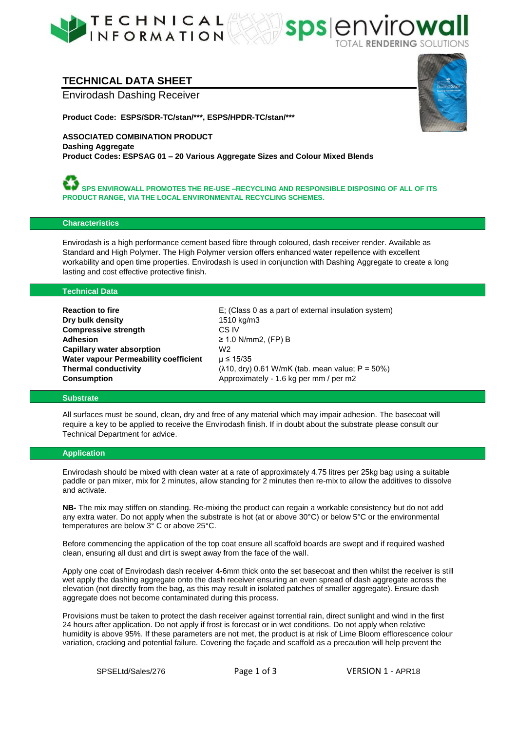# TECHNICAL DATA SHEET

Envirodash Dashing Receiver

**Product Code: ESPS/SDR-TC/stan/***, ESPS/HPDR-TC/stan/*****

**ASSOCIATED COMBINATION PRODUCT**
**Dashing Aggregate**
**Product Codes: ESPSAG 01 – 20 Various Aggregate Sizes and Colour Mixed Blends**

**SPS ENVIROWALL PROMOTES THE RE-USE –RECYCLING AND RESPONSIBLE DISPOSING OF ALL OF ITS PRODUCT RANGE, VIA THE LOCAL ENVIRONMENTAL RECYCLING SCHEMES.**

## Characteristics

Envirodash is a high performance cement based fibre through coloured, dash receiver render. Available as Standard and High Polymer. The High Polymer version offers enhanced water repellence with excellent workability and open time properties. Envirodash is used in conjunction with Dashing Aggregate to create a long lasting and cost effective protective finish.

## Technical Data

| | |
|---|---|
| **Reaction to fire** | E; (Class 0 as a part of external insulation system) |
| **Dry bulk density** | 1510 kg/m3 |
| **Compressive strength** | CS IV |
| **Adhesion** | ≥ 1.0 N/mm2, (FP) B |
| **Capillary water absorption** | W2 |
| **Water vapour Permeability coefficient** | μ ≤ 15/35 |
| **Thermal conductivity** | (λ10, dry) 0.61 W/mK (tab. mean value; P = 50%) |
| **Consumption** | Approximately - 1.6 kg per mm / per m2 |

## Substrate

All surfaces must be sound, clean, dry and free of any material which may impair adhesion. The basecoat will require a key to be applied to receive the Envirodash finish. If in doubt about the substrate please consult our Technical Department for advice.

## Application

Envirodash should be mixed with clean water at a rate of approximately 4.75 litres per 25kg bag using a suitable paddle or pan mixer, mix for 2 minutes, allow standing for 2 minutes then re-mix to allow the additives to dissolve and activate.

**NB-** The mix may stiffen on standing. Re-mixing the product can regain a workable consistency but do not add any extra water. Do not apply when the substrate is hot (at or above 30°C) or below 5°C or the environmental temperatures are below 3° C or above 25°C.

Before commencing the application of the top coat ensure all scaffold boards are swept and if required washed clean, ensuring all dust and dirt is swept away from the face of the wall.

Apply one coat of Envirodash dash receiver 4-6mm thick onto the set basecoat and then whilst the receiver is still wet apply the dashing aggregate onto the dash receiver ensuring an even spread of dash aggregate across the elevation (not directly from the bag, as this may result in isolated patches of smaller aggregate). Ensure dash aggregate does not become contaminated during this process.

Provisions must be taken to protect the dash receiver against torrential rain, direct sunlight and wind in the first 24 hours after application. Do not apply if frost is forecast or in wet conditions. Do not apply when relative humidity is above 95%. If these parameters are not met, the product is at risk of Lime Bloom efflorescence colour variation, cracking and potential failure. Covering the façade and scaffold as a precaution will help prevent the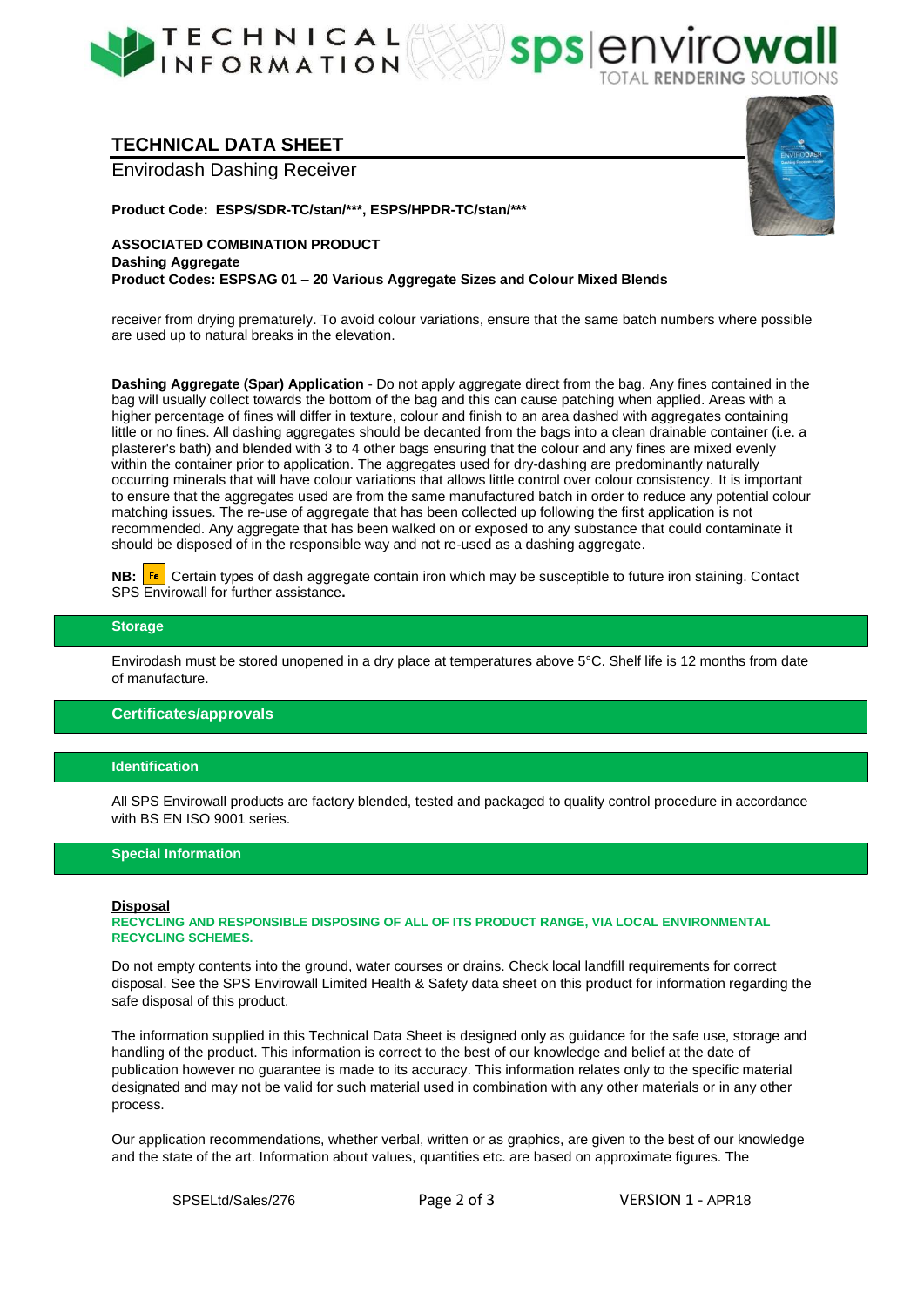## TECHNICAL DATA SHEET

Envirodash Dashing Receiver

**Product Code: ESPS/SDR-TC/stan/***, ESPS/HPDR-TC/stan/*****

**ASSOCIATED COMBINATION PRODUCT**
**Dashing Aggregate**
**Product Codes: ESPSAG 01 – 20 Various Aggregate Sizes and Colour Mixed Blends**

receiver from drying prematurely. To avoid colour variations, ensure that the same batch numbers where possible are used up to natural breaks in the elevation.

**Dashing Aggregate (Spar) Application** - Do not apply aggregate direct from the bag. Any fines contained in the bag will usually collect towards the bottom of the bag and this can cause patching when applied. Areas with a higher percentage of fines will differ in texture, colour and finish to an area dashed with aggregates containing little or no fines. All dashing aggregates should be decanted from the bags into a clean drainable container (i.e. a plasterer's bath) and blended with 3 to 4 other bags ensuring that the colour and any fines are mixed evenly within the container prior to application. The aggregates used for dry-dashing are predominantly naturally occurring minerals that will have colour variations that allows little control over colour consistency. It is important to ensure that the aggregates used are from the same manufactured batch in order to reduce any potential colour matching issues. The re-use of aggregate that has been collected up following the first application is not recommended. Any aggregate that has been walked on or exposed to any substance that could contaminate it should be disposed of in the responsible way and not re-used as a dashing aggregate.

**NB:** Fe Certain types of dash aggregate contain iron which may be susceptible to future iron staining. Contact SPS Envirowall for further assistance**.**

### Storage

Envirodash must be stored unopened in a dry place at temperatures above 5°C. Shelf life is 12 months from date of manufacture.

### Certificates/approvals

### Identification

All SPS Envirowall products are factory blended, tested and packaged to quality control procedure in accordance with BS EN ISO 9001 series.

### Special Information

**Disposal**

**RECYCLING AND RESPONSIBLE DISPOSING OF ALL OF ITS PRODUCT RANGE, VIA LOCAL ENVIRONMENTAL RECYCLING SCHEMES.**

Do not empty contents into the ground, water courses or drains. Check local landfill requirements for correct disposal. See the SPS Envirowall Limited Health & Safety data sheet on this product for information regarding the safe disposal of this product.

The information supplied in this Technical Data Sheet is designed only as guidance for the safe use, storage and handling of the product. This information is correct to the best of our knowledge and belief at the date of publication however no guarantee is made to its accuracy. This information relates only to the specific material designated and may not be valid for such material used in combination with any other materials or in any other process.

Our application recommendations, whether verbal, written or as graphics, are given to the best of our knowledge and the state of the art. Information about values, quantities etc. are based on approximate figures. The

SPSELtd/Sales/276 VERSION 1 - APR18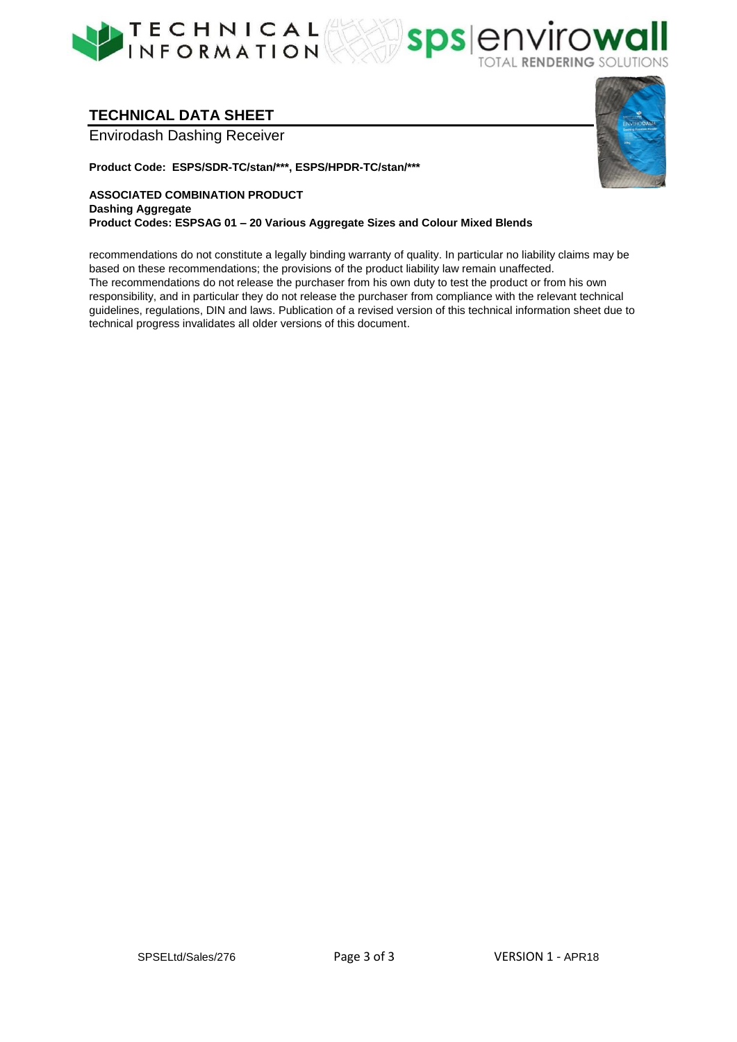## TECHNICAL DATA SHEET

Envirodash Dashing Receiver

**Product Code: ESPS/SDR-TC/stan/***, ESPS/HPDR-TC/stan/*****

**ASSOCIATED COMBINATION PRODUCT**
**Dashing Aggregate**
**Product Codes: ESPSAG 01 – 20 Various Aggregate Sizes and Colour Mixed Blends**

recommendations do not constitute a legally binding warranty of quality. In particular no liability claims may be based on these recommendations; the provisions of the product liability law remain unaffected.
The recommendations do not release the purchaser from his own duty to test the product or from his own responsibility, and in particular they do not release the purchaser from compliance with the relevant technical guidelines, regulations, DIN and laws. Publication of a revised version of this technical information sheet due to technical progress invalidates all older versions of this document.

SPSELtd/Sales/276 VERSION 1 - APR18